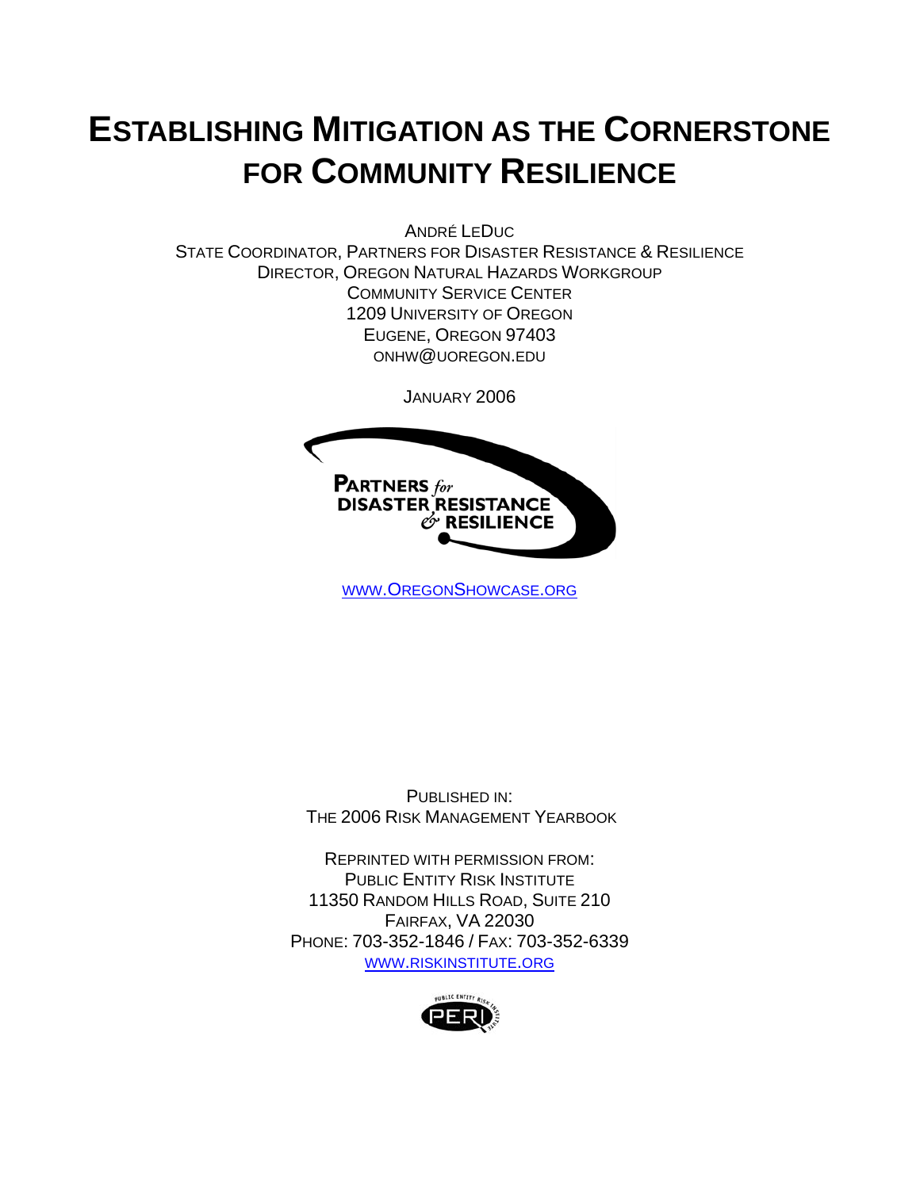# Establishing Mitigation as the Cornerstone for Community Resilience

André LeDuc
State Coordinator, Partners for Disaster Resistance & Resilience
Director, Oregon Natural Hazards Workgroup
Community Service Center
1209 University of Oregon
Eugene, Oregon 97403
onhw@uoregon.edu

January 2006

Partners *for* Disaster Resistance & Resilience

www.OregonShowcase.org

Published in:
The 2006 Risk Management Yearbook

Reprinted with permission from:
Public Entity Risk Institute
11350 Random Hills Road, Suite 210
Fairfax, VA 22030
Phone: 703-352-1846 / Fax: 703-352-6339
www.riskinstitute.org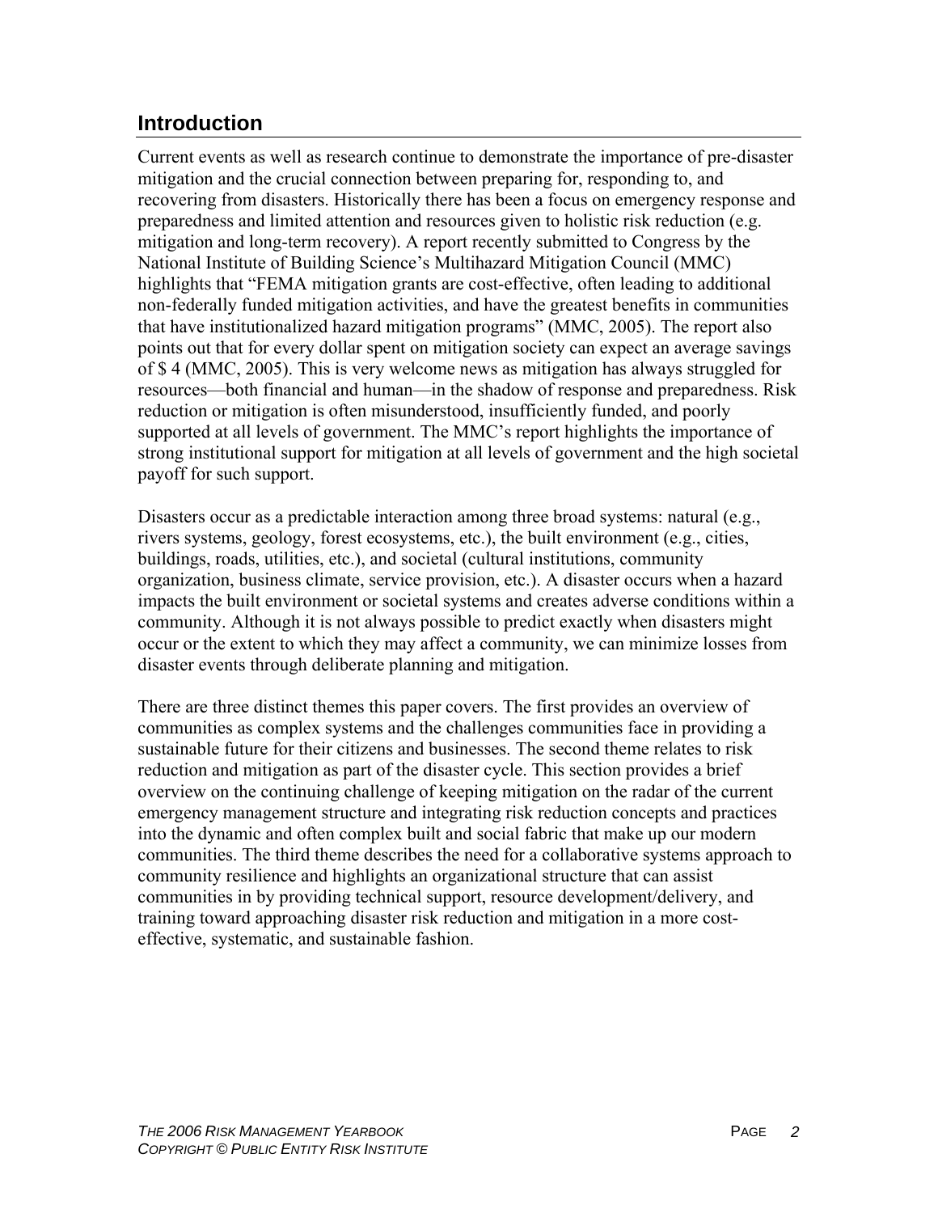## Introduction

Current events as well as research continue to demonstrate the importance of pre-disaster mitigation and the crucial connection between preparing for, responding to, and recovering from disasters. Historically there has been a focus on emergency response and preparedness and limited attention and resources given to holistic risk reduction (e.g. mitigation and long-term recovery). A report recently submitted to Congress by the National Institute of Building Science's Multihazard Mitigation Council (MMC) highlights that "FEMA mitigation grants are cost-effective, often leading to additional non-federally funded mitigation activities, and have the greatest benefits in communities that have institutionalized hazard mitigation programs" (MMC, 2005). The report also points out that for every dollar spent on mitigation society can expect an average savings of $ 4 (MMC, 2005). This is very welcome news as mitigation has always struggled for resources—both financial and human—in the shadow of response and preparedness. Risk reduction or mitigation is often misunderstood, insufficiently funded, and poorly supported at all levels of government. The MMC's report highlights the importance of strong institutional support for mitigation at all levels of government and the high societal payoff for such support.

Disasters occur as a predictable interaction among three broad systems: natural (e.g., rivers systems, geology, forest ecosystems, etc.), the built environment (e.g., cities, buildings, roads, utilities, etc.), and societal (cultural institutions, community organization, business climate, service provision, etc.). A disaster occurs when a hazard impacts the built environment or societal systems and creates adverse conditions within a community. Although it is not always possible to predict exactly when disasters might occur or the extent to which they may affect a community, we can minimize losses from disaster events through deliberate planning and mitigation.

There are three distinct themes this paper covers. The first provides an overview of communities as complex systems and the challenges communities face in providing a sustainable future for their citizens and businesses. The second theme relates to risk reduction and mitigation as part of the disaster cycle. This section provides a brief overview on the continuing challenge of keeping mitigation on the radar of the current emergency management structure and integrating risk reduction concepts and practices into the dynamic and often complex built and social fabric that make up our modern communities. The third theme describes the need for a collaborative systems approach to community resilience and highlights an organizational structure that can assist communities in by providing technical support, resource development/delivery, and training toward approaching disaster risk reduction and mitigation in a more cost-effective, systematic, and sustainable fashion.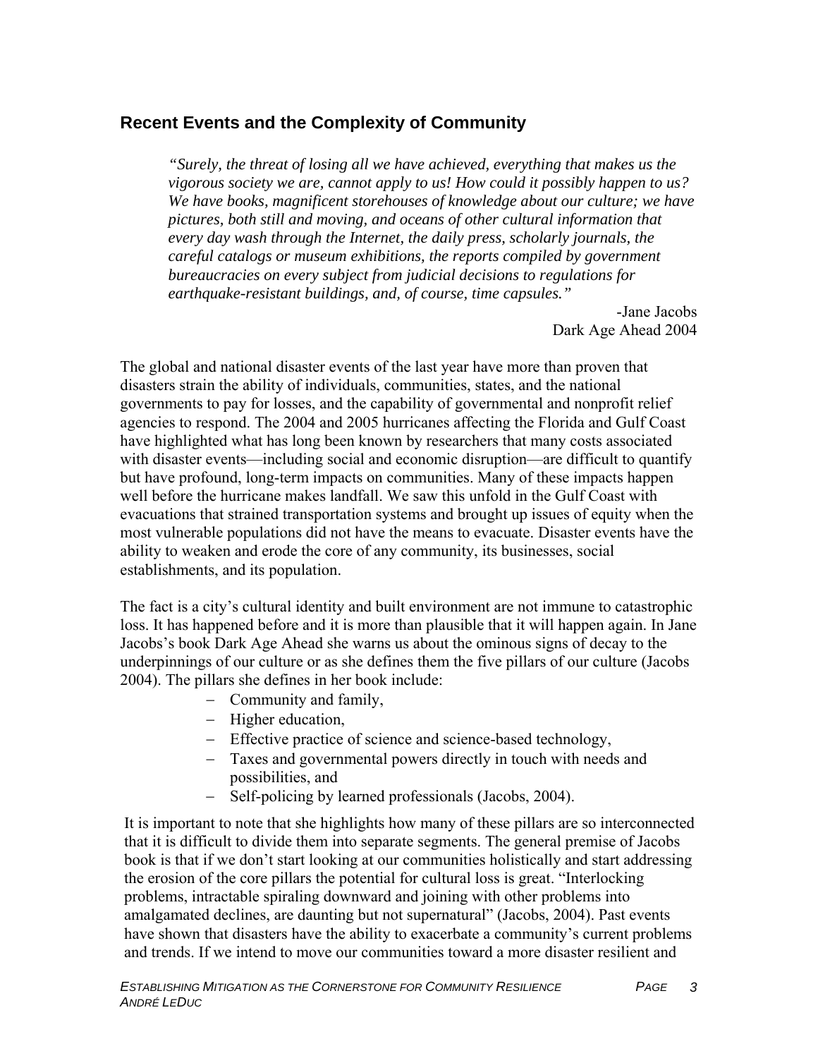## Recent Events and the Complexity of Community

> *"Surely, the threat of losing all we have achieved, everything that makes us the vigorous society we are, cannot apply to us! How could it possibly happen to us? We have books, magnificent storehouses of knowledge about our culture; we have pictures, both still and moving, and oceans of other cultural information that every day wash through the Internet, the daily press, scholarly journals, the careful catalogs or museum exhibitions, the reports compiled by government bureaucracies on every subject from judicial decisions to regulations for earthquake-resistant buildings, and, of course, time capsules."*
>
> -Jane Jacobs
> Dark Age Ahead 2004

The global and national disaster events of the last year have more than proven that disasters strain the ability of individuals, communities, states, and the national governments to pay for losses, and the capability of governmental and nonprofit relief agencies to respond. The 2004 and 2005 hurricanes affecting the Florida and Gulf Coast have highlighted what has long been known by researchers that many costs associated with disaster events—including social and economic disruption—are difficult to quantify but have profound, long-term impacts on communities. Many of these impacts happen well before the hurricane makes landfall. We saw this unfold in the Gulf Coast with evacuations that strained transportation systems and brought up issues of equity when the most vulnerable populations did not have the means to evacuate. Disaster events have the ability to weaken and erode the core of any community, its businesses, social establishments, and its population.

The fact is a city's cultural identity and built environment are not immune to catastrophic loss. It has happened before and it is more than plausible that it will happen again. In Jane Jacobs's book Dark Age Ahead she warns us about the ominous signs of decay to the underpinnings of our culture or as she defines them the five pillars of our culture (Jacobs 2004). The pillars she defines in her book include:

- Community and family,
- Higher education,
- Effective practice of science and science-based technology,
- Taxes and governmental powers directly in touch with needs and possibilities, and
- Self-policing by learned professionals (Jacobs, 2004).

It is important to note that she highlights how many of these pillars are so interconnected that it is difficult to divide them into separate segments. The general premise of Jacobs book is that if we don't start looking at our communities holistically and start addressing the erosion of the core pillars the potential for cultural loss is great. "Interlocking problems, intractable spiraling downward and joining with other problems into amalgamated declines, are daunting but not supernatural" (Jacobs, 2004). Past events have shown that disasters have the ability to exacerbate a community's current problems and trends. If we intend to move our communities toward a more disaster resilient and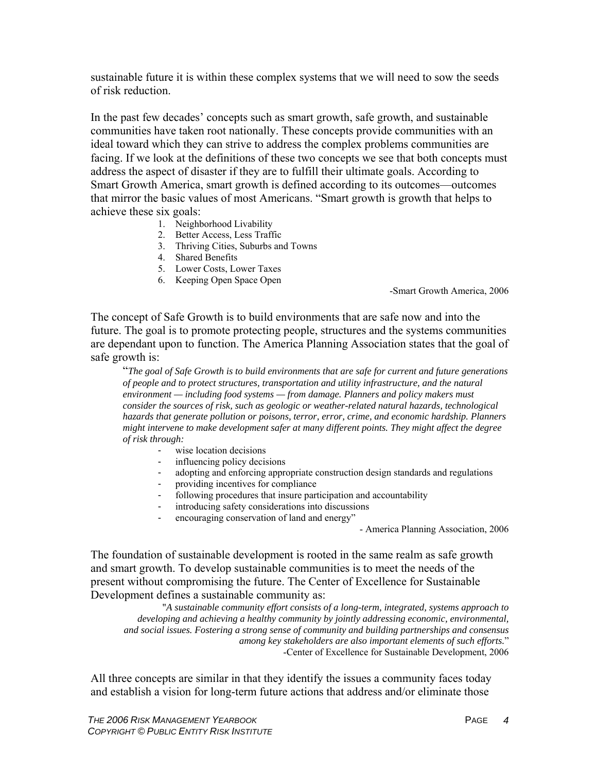sustainable future it is within these complex systems that we will need to sow the seeds of risk reduction.

In the past few decades' concepts such as smart growth, safe growth, and sustainable communities have taken root nationally. These concepts provide communities with an ideal toward which they can strive to address the complex problems communities are facing. If we look at the definitions of these two concepts we see that both concepts must address the aspect of disaster if they are to fulfill their ultimate goals. According to Smart Growth America, smart growth is defined according to its outcomes—outcomes that mirror the basic values of most Americans. "Smart growth is growth that helps to achieve these six goals:

1. Neighborhood Livability
2. Better Access, Less Traffic
3. Thriving Cities, Suburbs and Towns
4. Shared Benefits
5. Lower Costs, Lower Taxes
6. Keeping Open Space Open

-Smart Growth America, 2006

The concept of Safe Growth is to build environments that are safe now and into the future. The goal is to promote protecting people, structures and the systems communities are dependant upon to function. The America Planning Association states that the goal of safe growth is:

> "*The goal of Safe Growth is to build environments that are safe for current and future generations of people and to protect structures, transportation and utility infrastructure, and the natural environment — including food systems — from damage. Planners and policy makers must consider the sources of risk, such as geologic or weather-related natural hazards, technological hazards that generate pollution or poisons, terror, error, crime, and economic hardship. Planners might intervene to make development safer at many different points. They might affect the degree of risk through:*
>
> - wise location decisions
> - influencing policy decisions
> - adopting and enforcing appropriate construction design standards and regulations
> - providing incentives for compliance
> - following procedures that insure participation and accountability
> - introducing safety considerations into discussions
> - encouraging conservation of land and energy"
>
> - America Planning Association, 2006

The foundation of sustainable development is rooted in the same realm as safe growth and smart growth. To develop sustainable communities is to meet the needs of the present without compromising the future. The Center of Excellence for Sustainable Development defines a sustainable community as:

> "*A sustainable community effort consists of a long-term, integrated, systems approach to developing and achieving a healthy community by jointly addressing economic, environmental, and social issues. Fostering a strong sense of community and building partnerships and consensus among key stakeholders are also important elements of such efforts.*"
>
> -Center of Excellence for Sustainable Development, 2006

All three concepts are similar in that they identify the issues a community faces today and establish a vision for long-term future actions that address and/or eliminate those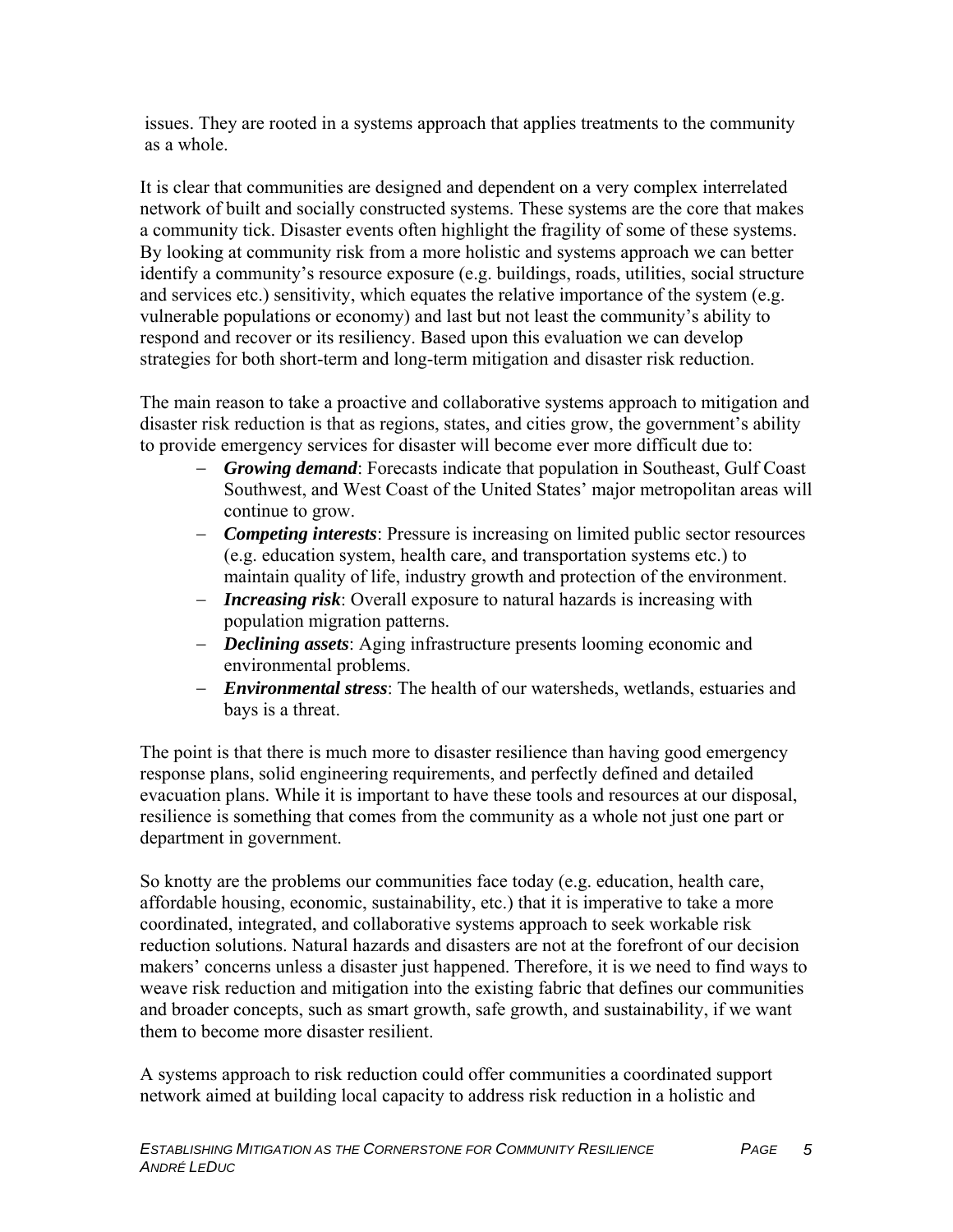issues. They are rooted in a systems approach that applies treatments to the community as a whole.

It is clear that communities are designed and dependent on a very complex interrelated network of built and socially constructed systems. These systems are the core that makes a community tick. Disaster events often highlight the fragility of some of these systems. By looking at community risk from a more holistic and systems approach we can better identify a community's resource exposure (e.g. buildings, roads, utilities, social structure and services etc.) sensitivity, which equates the relative importance of the system (e.g. vulnerable populations or economy) and last but not least the community's ability to respond and recover or its resiliency. Based upon this evaluation we can develop strategies for both short-term and long-term mitigation and disaster risk reduction.

The main reason to take a proactive and collaborative systems approach to mitigation and disaster risk reduction is that as regions, states, and cities grow, the government's ability to provide emergency services for disaster will become ever more difficult due to:

- ***Growing demand***: Forecasts indicate that population in Southeast, Gulf Coast Southwest, and West Coast of the United States' major metropolitan areas will continue to grow.
- ***Competing interests***: Pressure is increasing on limited public sector resources (e.g. education system, health care, and transportation systems etc.) to maintain quality of life, industry growth and protection of the environment.
- ***Increasing risk***: Overall exposure to natural hazards is increasing with population migration patterns.
- ***Declining assets***: Aging infrastructure presents looming economic and environmental problems.
- ***Environmental stress***: The health of our watersheds, wetlands, estuaries and bays is a threat.

The point is that there is much more to disaster resilience than having good emergency response plans, solid engineering requirements, and perfectly defined and detailed evacuation plans. While it is important to have these tools and resources at our disposal, resilience is something that comes from the community as a whole not just one part or department in government.

So knotty are the problems our communities face today (e.g. education, health care, affordable housing, economic, sustainability, etc.) that it is imperative to take a more coordinated, integrated, and collaborative systems approach to seek workable risk reduction solutions. Natural hazards and disasters are not at the forefront of our decision makers' concerns unless a disaster just happened. Therefore, it is we need to find ways to weave risk reduction and mitigation into the existing fabric that defines our communities and broader concepts, such as smart growth, safe growth, and sustainability, if we want them to become more disaster resilient.

A systems approach to risk reduction could offer communities a coordinated support network aimed at building local capacity to address risk reduction in a holistic and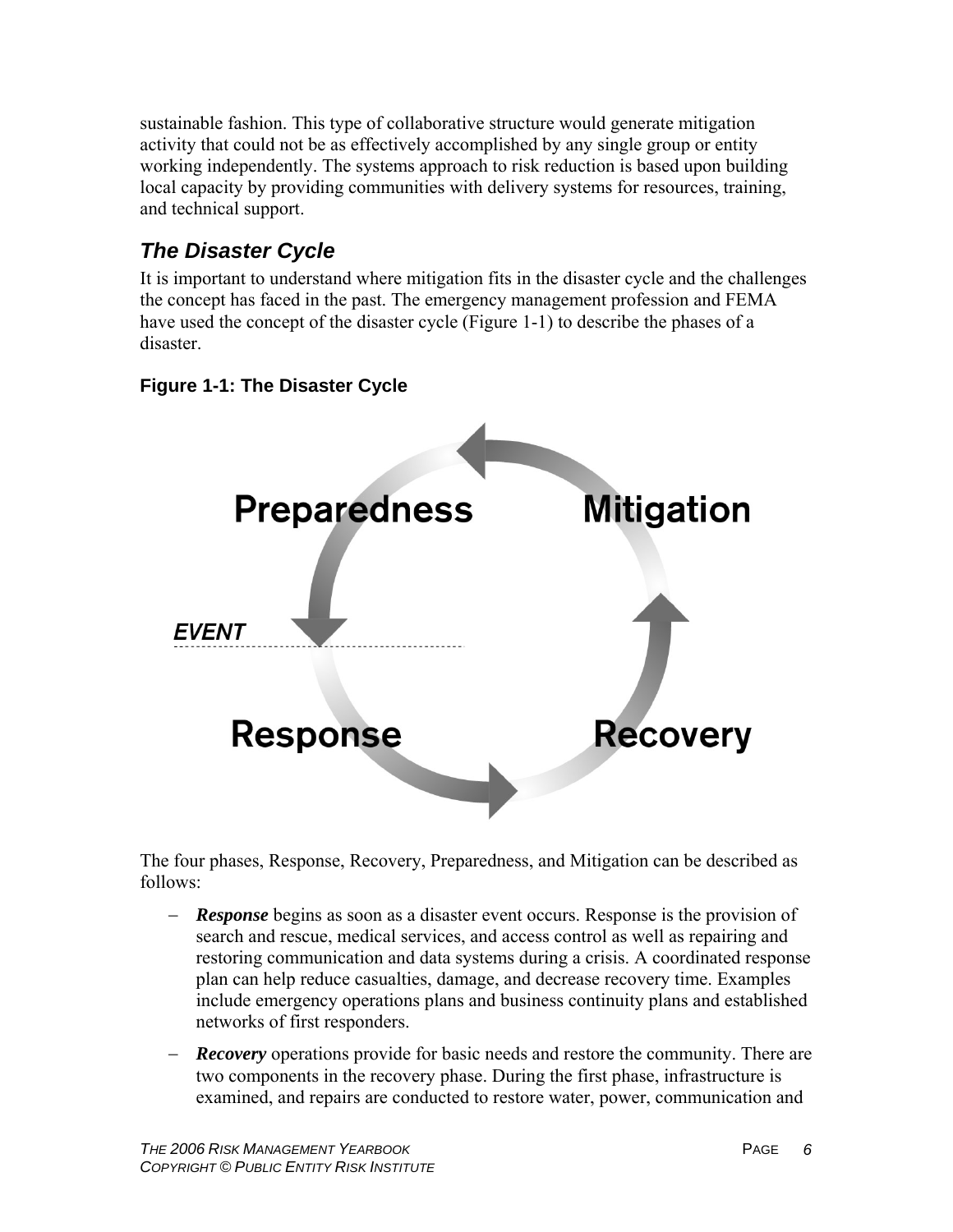sustainable fashion. This type of collaborative structure would generate mitigation activity that could not be as effectively accomplished by any single group or entity working independently. The systems approach to risk reduction is based upon building local capacity by providing communities with delivery systems for resources, training, and technical support.

## *The Disaster Cycle*

It is important to understand where mitigation fits in the disaster cycle and the challenges the concept has faced in the past. The emergency management profession and FEMA have used the concept of the disaster cycle (Figure 1-1) to describe the phases of a disaster.

**Figure 1-1: The Disaster Cycle**

Preparedness

Mitigation

*EVENT*

Response

Recovery

The four phases, Response, Recovery, Preparedness, and Mitigation can be described as follows:

- ***Response*** begins as soon as a disaster event occurs. Response is the provision of search and rescue, medical services, and access control as well as repairing and restoring communication and data systems during a crisis. A coordinated response plan can help reduce casualties, damage, and decrease recovery time. Examples include emergency operations plans and business continuity plans and established networks of first responders.
- ***Recovery*** operations provide for basic needs and restore the community. There are two components in the recovery phase. During the first phase, infrastructure is examined, and repairs are conducted to restore water, power, communication and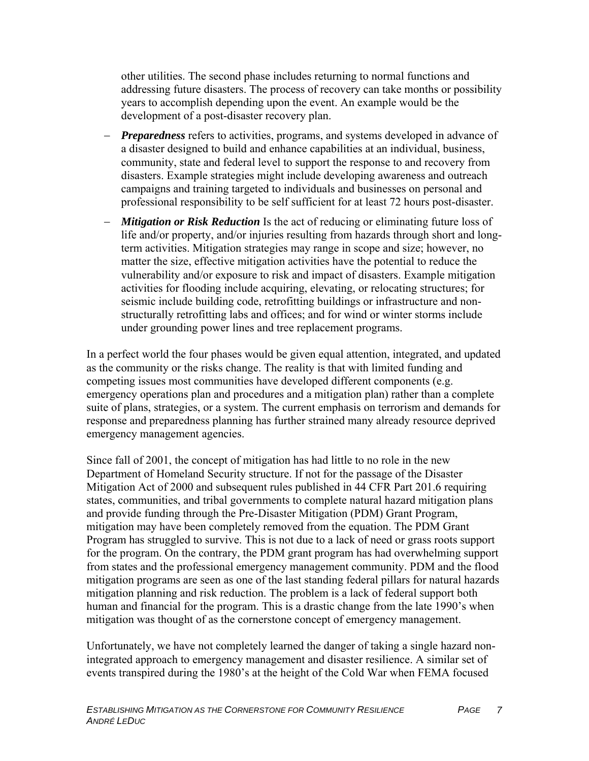other utilities. The second phase includes returning to normal functions and addressing future disasters. The process of recovery can take months or possibility years to accomplish depending upon the event. An example would be the development of a post-disaster recovery plan.

- ***Preparedness*** refers to activities, programs, and systems developed in advance of a disaster designed to build and enhance capabilities at an individual, business, community, state and federal level to support the response to and recovery from disasters. Example strategies might include developing awareness and outreach campaigns and training targeted to individuals and businesses on personal and professional responsibility to be self sufficient for at least 72 hours post-disaster.
- ***Mitigation or Risk Reduction*** Is the act of reducing or eliminating future loss of life and/or property, and/or injuries resulting from hazards through short and long-term activities. Mitigation strategies may range in scope and size; however, no matter the size, effective mitigation activities have the potential to reduce the vulnerability and/or exposure to risk and impact of disasters. Example mitigation activities for flooding include acquiring, elevating, or relocating structures; for seismic include building code, retrofitting buildings or infrastructure and non-structurally retrofitting labs and offices; and for wind or winter storms include under grounding power lines and tree replacement programs.

In a perfect world the four phases would be given equal attention, integrated, and updated as the community or the risks change. The reality is that with limited funding and competing issues most communities have developed different components (e.g. emergency operations plan and procedures and a mitigation plan) rather than a complete suite of plans, strategies, or a system. The current emphasis on terrorism and demands for response and preparedness planning has further strained many already resource deprived emergency management agencies.

Since fall of 2001, the concept of mitigation has had little to no role in the new Department of Homeland Security structure. If not for the passage of the Disaster Mitigation Act of 2000 and subsequent rules published in 44 CFR Part 201.6 requiring states, communities, and tribal governments to complete natural hazard mitigation plans and provide funding through the Pre-Disaster Mitigation (PDM) Grant Program, mitigation may have been completely removed from the equation. The PDM Grant Program has struggled to survive. This is not due to a lack of need or grass roots support for the program. On the contrary, the PDM grant program has had overwhelming support from states and the professional emergency management community. PDM and the flood mitigation programs are seen as one of the last standing federal pillars for natural hazards mitigation planning and risk reduction. The problem is a lack of federal support both human and financial for the program. This is a drastic change from the late 1990's when mitigation was thought of as the cornerstone concept of emergency management.

Unfortunately, we have not completely learned the danger of taking a single hazard non-integrated approach to emergency management and disaster resilience. A similar set of events transpired during the 1980's at the height of the Cold War when FEMA focused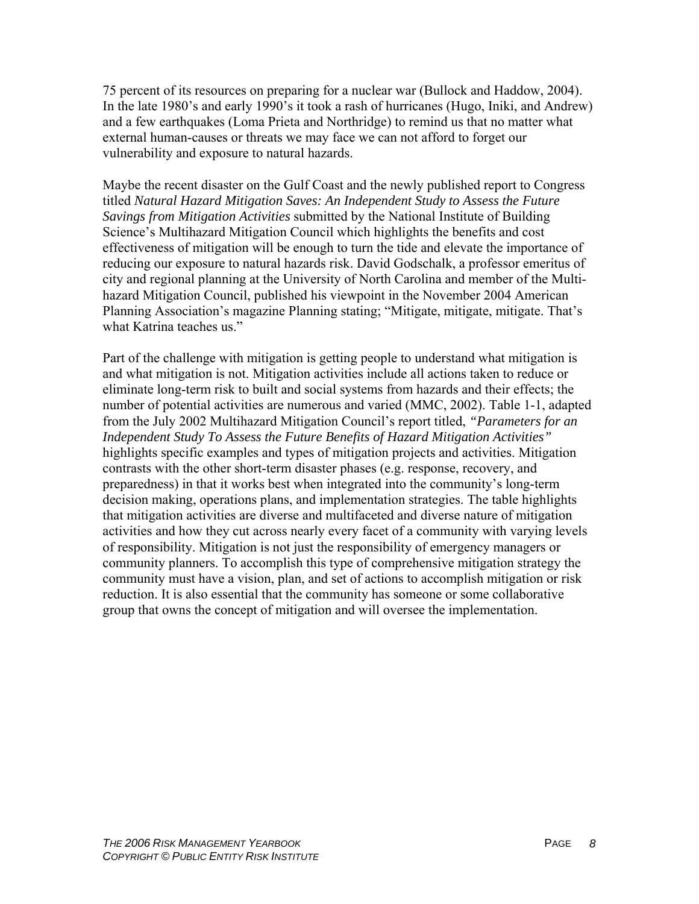75 percent of its resources on preparing for a nuclear war (Bullock and Haddow, 2004). In the late 1980's and early 1990's it took a rash of hurricanes (Hugo, Iniki, and Andrew) and a few earthquakes (Loma Prieta and Northridge) to remind us that no matter what external human-causes or threats we may face we can not afford to forget our vulnerability and exposure to natural hazards.

Maybe the recent disaster on the Gulf Coast and the newly published report to Congress titled *Natural Hazard Mitigation Saves: An Independent Study to Assess the Future Savings from Mitigation Activities* submitted by the National Institute of Building Science's Multihazard Mitigation Council which highlights the benefits and cost effectiveness of mitigation will be enough to turn the tide and elevate the importance of reducing our exposure to natural hazards risk. David Godschalk, a professor emeritus of city and regional planning at the University of North Carolina and member of the Multi-hazard Mitigation Council, published his viewpoint in the November 2004 American Planning Association's magazine Planning stating; "Mitigate, mitigate, mitigate. That's what Katrina teaches us."

Part of the challenge with mitigation is getting people to understand what mitigation is and what mitigation is not. Mitigation activities include all actions taken to reduce or eliminate long-term risk to built and social systems from hazards and their effects; the number of potential activities are numerous and varied (MMC, 2002). Table 1-1, adapted from the July 2002 Multihazard Mitigation Council's report titled, *"Parameters for an Independent Study To Assess the Future Benefits of Hazard Mitigation Activities"* highlights specific examples and types of mitigation projects and activities. Mitigation contrasts with the other short-term disaster phases (e.g. response, recovery, and preparedness) in that it works best when integrated into the community's long-term decision making, operations plans, and implementation strategies. The table highlights that mitigation activities are diverse and multifaceted and diverse nature of mitigation activities and how they cut across nearly every facet of a community with varying levels of responsibility. Mitigation is not just the responsibility of emergency managers or community planners. To accomplish this type of comprehensive mitigation strategy the community must have a vision, plan, and set of actions to accomplish mitigation or risk reduction. It is also essential that the community has someone or some collaborative group that owns the concept of mitigation and will oversee the implementation.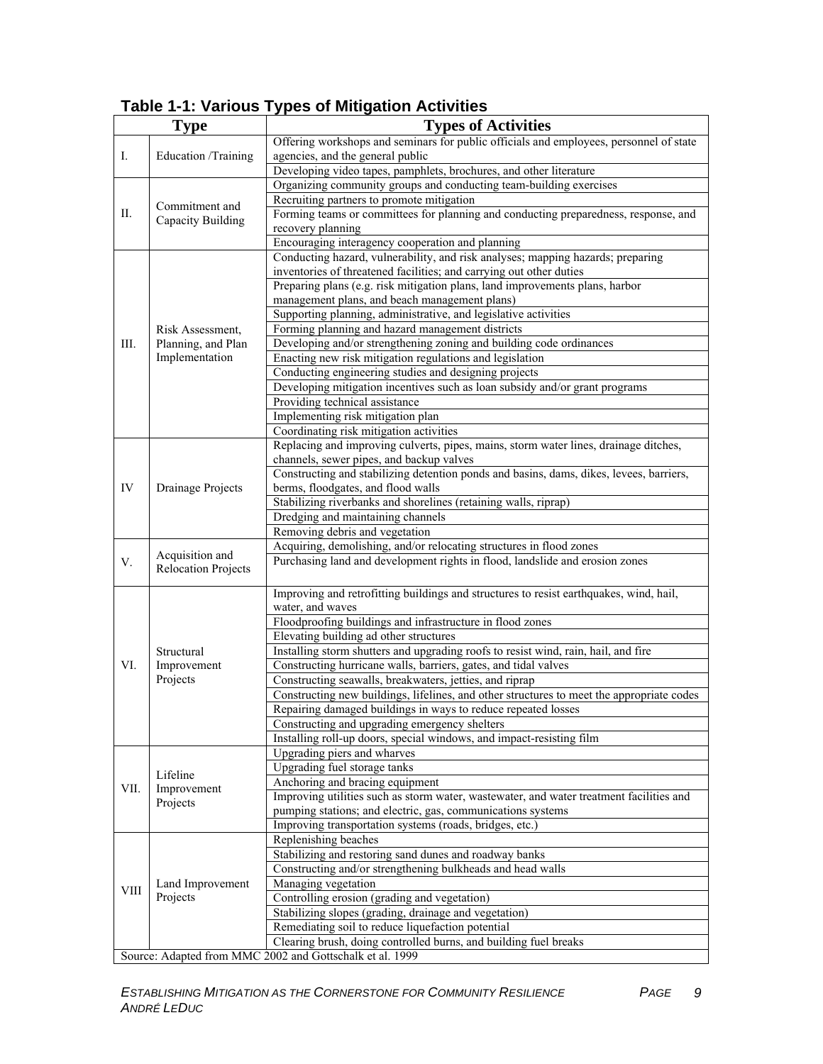**Table 1-1: Various Types of Mitigation Activities**

| Type | | Types of Activities |
|---|---|---|
| I. | Education /Training | Offering workshops and seminars for public officials and employees, personnel of state agencies, and the general public |
| | | Developing video tapes, pamphlets, brochures, and other literature |
| II. | Commitment and Capacity Building | Organizing community groups and conducting team-building exercises |
| | | Recruiting partners to promote mitigation |
| | | Forming teams or committees for planning and conducting preparedness, response, and recovery planning |
| | | Encouraging interagency cooperation and planning |
| III. | Risk Assessment, Planning, and Plan Implementation | Conducting hazard, vulnerability, and risk analyses; mapping hazards; preparing inventories of threatened facilities; and carrying out other duties |
| | | Preparing plans (e.g. risk mitigation plans, land improvements plans, harbor management plans, and beach management plans) |
| | | Supporting planning, administrative, and legislative activities |
| | | Forming planning and hazard management districts |
| | | Developing and/or strengthening zoning and building code ordinances |
| | | Enacting new risk mitigation regulations and legislation |
| | | Conducting engineering studies and designing projects |
| | | Developing mitigation incentives such as loan subsidy and/or grant programs |
| | | Providing technical assistance |
| | | Implementing risk mitigation plan |
| | | Coordinating risk mitigation activities |
| IV | Drainage Projects | Replacing and improving culverts, pipes, mains, storm water lines, drainage ditches, channels, sewer pipes, and backup valves |
| | | Constructing and stabilizing detention ponds and basins, dams, dikes, levees, barriers, berms, floodgates, and flood walls |
| | | Stabilizing riverbanks and shorelines (retaining walls, riprap) |
| | | Dredging and maintaining channels |
| | | Removing debris and vegetation |
| V. | Acquisition and Relocation Projects | Acquiring, demolishing, and/or relocating structures in flood zones |
| | | Purchasing land and development rights in flood, landslide and erosion zones |
| VI. | Structural Improvement Projects | Improving and retrofitting buildings and structures to resist earthquakes, wind, hail, water, and waves |
| | | Floodproofing buildings and infrastructure in flood zones |
| | | Elevating building ad other structures |
| | | Installing storm shutters and upgrading roofs to resist wind, rain, hail, and fire |
| | | Constructing hurricane walls, barriers, gates, and tidal valves |
| | | Constructing seawalls, breakwaters, jetties, and riprap |
| | | Constructing new buildings, lifelines, and other structures to meet the appropriate codes |
| | | Repairing damaged buildings in ways to reduce repeated losses |
| | | Constructing and upgrading emergency shelters |
| | | Installing roll-up doors, special windows, and impact-resisting film |
| VII. | Lifeline Improvement Projects | Upgrading piers and wharves |
| | | Upgrading fuel storage tanks |
| | | Anchoring and bracing equipment |
| | | Improving utilities such as storm water, wastewater, and water treatment facilities and pumping stations; and electric, gas, communications systems |
| | | Improving transportation systems (roads, bridges, etc.) |
| VIII | Land Improvement Projects | Replenishing beaches |
| | | Stabilizing and restoring sand dunes and roadway banks |
| | | Constructing and/or strengthening bulkheads and head walls |
| | | Managing vegetation |
| | | Controlling erosion (grading and vegetation) |
| | | Stabilizing slopes (grading, drainage and vegetation) |
| | | Remediating soil to reduce liquefaction potential |
| | | Clearing brush, doing controlled burns, and building fuel breaks |

Source: Adapted from MMC 2002 and Gottschalk et al. 1999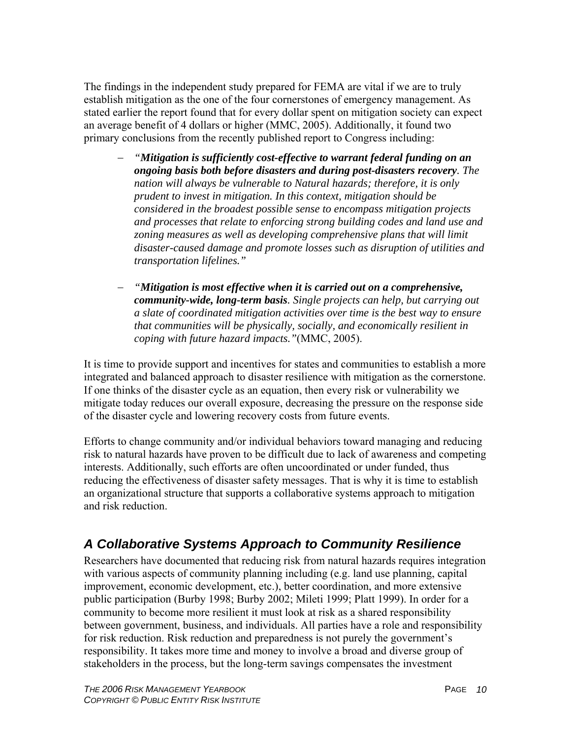The findings in the independent study prepared for FEMA are vital if we are to truly establish mitigation as the one of the four cornerstones of emergency management. As stated earlier the report found that for every dollar spent on mitigation society can expect an average benefit of 4 dollars or higher (MMC, 2005). Additionally, it found two primary conclusions from the recently published report to Congress including:

- *"**Mitigation is sufficiently cost-effective to warrant federal funding on an ongoing basis both before disasters and during post-disasters recovery**. The nation will always be vulnerable to Natural hazards; therefore, it is only prudent to invest in mitigation. In this context, mitigation should be considered in the broadest possible sense to encompass mitigation projects and processes that relate to enforcing strong building codes and land use and zoning measures as well as developing comprehensive plans that will limit disaster-caused damage and promote losses such as disruption of utilities and transportation lifelines."*

- *"**Mitigation is most effective when it is carried out on a comprehensive, community-wide, long-term basis**. Single projects can help, but carrying out a slate of coordinated mitigation activities over time is the best way to ensure that communities will be physically, socially, and economically resilient in coping with future hazard impacts."*(MMC, 2005).

It is time to provide support and incentives for states and communities to establish a more integrated and balanced approach to disaster resilience with mitigation as the cornerstone. If one thinks of the disaster cycle as an equation, then every risk or vulnerability we mitigate today reduces our overall exposure, decreasing the pressure on the response side of the disaster cycle and lowering recovery costs from future events.

Efforts to change community and/or individual behaviors toward managing and reducing risk to natural hazards have proven to be difficult due to lack of awareness and competing interests. Additionally, such efforts are often uncoordinated or under funded, thus reducing the effectiveness of disaster safety messages. That is why it is time to establish an organizational structure that supports a collaborative systems approach to mitigation and risk reduction.

## *A Collaborative Systems Approach to Community Resilience*

Researchers have documented that reducing risk from natural hazards requires integration with various aspects of community planning including (e.g. land use planning, capital improvement, economic development, etc.), better coordination, and more extensive public participation (Burby 1998; Burby 2002; Mileti 1999; Platt 1999). In order for a community to become more resilient it must look at risk as a shared responsibility between government, business, and individuals. All parties have a role and responsibility for risk reduction. Risk reduction and preparedness is not purely the government's responsibility. It takes more time and money to involve a broad and diverse group of stakeholders in the process, but the long-term savings compensates the investment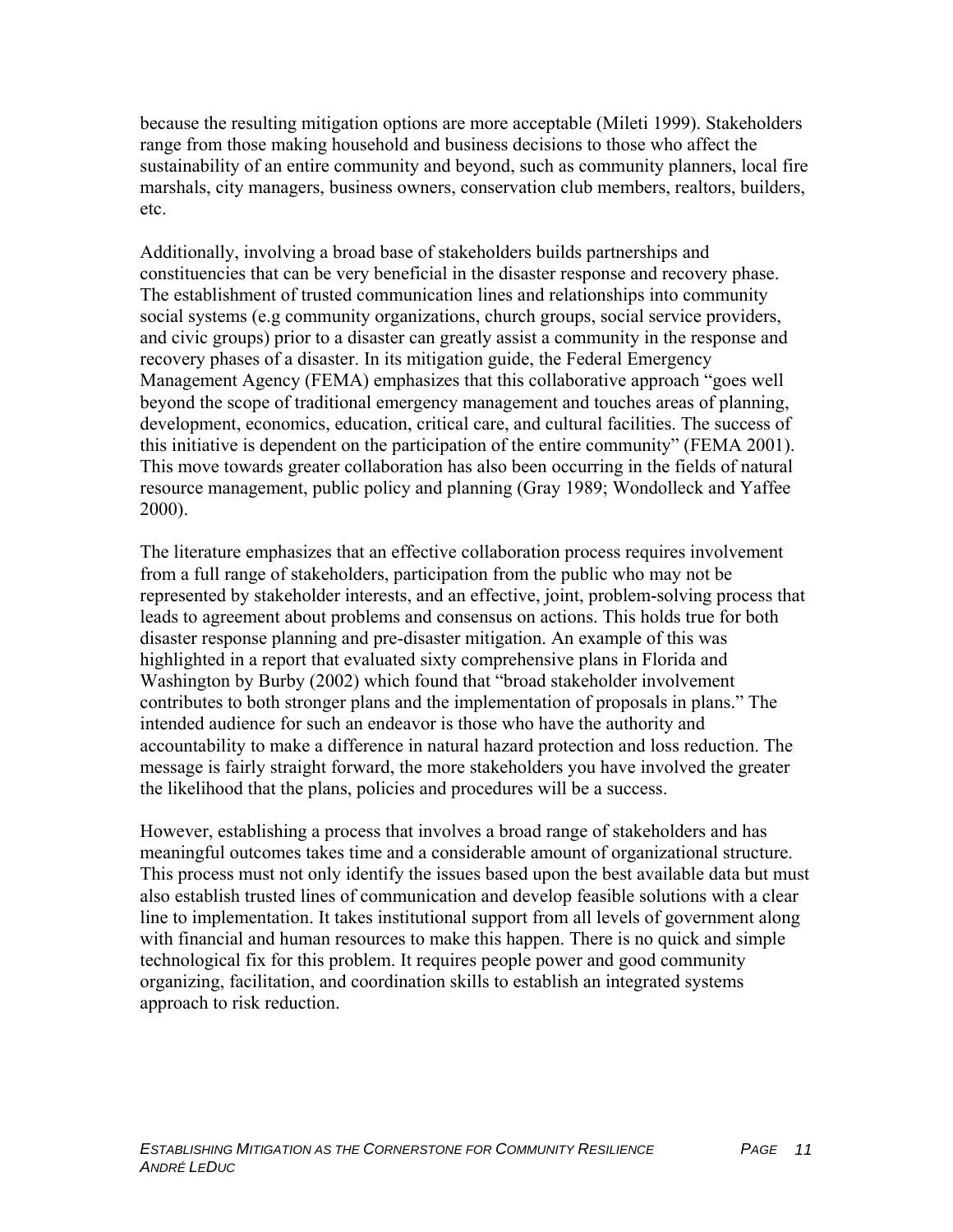because the resulting mitigation options are more acceptable (Mileti 1999). Stakeholders range from those making household and business decisions to those who affect the sustainability of an entire community and beyond, such as community planners, local fire marshals, city managers, business owners, conservation club members, realtors, builders, etc.

Additionally, involving a broad base of stakeholders builds partnerships and constituencies that can be very beneficial in the disaster response and recovery phase. The establishment of trusted communication lines and relationships into community social systems (e.g community organizations, church groups, social service providers, and civic groups) prior to a disaster can greatly assist a community in the response and recovery phases of a disaster. In its mitigation guide, the Federal Emergency Management Agency (FEMA) emphasizes that this collaborative approach "goes well beyond the scope of traditional emergency management and touches areas of planning, development, economics, education, critical care, and cultural facilities. The success of this initiative is dependent on the participation of the entire community" (FEMA 2001). This move towards greater collaboration has also been occurring in the fields of natural resource management, public policy and planning (Gray 1989; Wondolleck and Yaffee 2000).

The literature emphasizes that an effective collaboration process requires involvement from a full range of stakeholders, participation from the public who may not be represented by stakeholder interests, and an effective, joint, problem-solving process that leads to agreement about problems and consensus on actions. This holds true for both disaster response planning and pre-disaster mitigation. An example of this was highlighted in a report that evaluated sixty comprehensive plans in Florida and Washington by Burby (2002) which found that "broad stakeholder involvement contributes to both stronger plans and the implementation of proposals in plans." The intended audience for such an endeavor is those who have the authority and accountability to make a difference in natural hazard protection and loss reduction. The message is fairly straight forward, the more stakeholders you have involved the greater the likelihood that the plans, policies and procedures will be a success.

However, establishing a process that involves a broad range of stakeholders and has meaningful outcomes takes time and a considerable amount of organizational structure. This process must not only identify the issues based upon the best available data but must also establish trusted lines of communication and develop feasible solutions with a clear line to implementation. It takes institutional support from all levels of government along with financial and human resources to make this happen. There is no quick and simple technological fix for this problem. It requires people power and good community organizing, facilitation, and coordination skills to establish an integrated systems approach to risk reduction.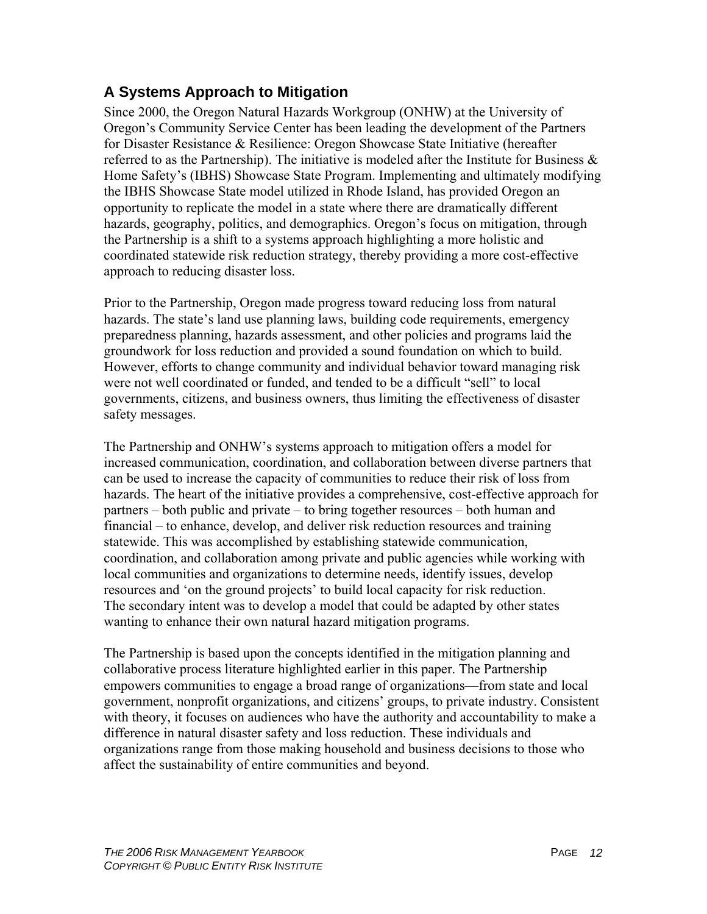## A Systems Approach to Mitigation

Since 2000, the Oregon Natural Hazards Workgroup (ONHW) at the University of Oregon's Community Service Center has been leading the development of the Partners for Disaster Resistance & Resilience: Oregon Showcase State Initiative (hereafter referred to as the Partnership). The initiative is modeled after the Institute for Business & Home Safety's (IBHS) Showcase State Program. Implementing and ultimately modifying the IBHS Showcase State model utilized in Rhode Island, has provided Oregon an opportunity to replicate the model in a state where there are dramatically different hazards, geography, politics, and demographics. Oregon's focus on mitigation, through the Partnership is a shift to a systems approach highlighting a more holistic and coordinated statewide risk reduction strategy, thereby providing a more cost-effective approach to reducing disaster loss.

Prior to the Partnership, Oregon made progress toward reducing loss from natural hazards. The state's land use planning laws, building code requirements, emergency preparedness planning, hazards assessment, and other policies and programs laid the groundwork for loss reduction and provided a sound foundation on which to build. However, efforts to change community and individual behavior toward managing risk were not well coordinated or funded, and tended to be a difficult "sell" to local governments, citizens, and business owners, thus limiting the effectiveness of disaster safety messages.

The Partnership and ONHW's systems approach to mitigation offers a model for increased communication, coordination, and collaboration between diverse partners that can be used to increase the capacity of communities to reduce their risk of loss from hazards. The heart of the initiative provides a comprehensive, cost-effective approach for partners – both public and private – to bring together resources – both human and financial – to enhance, develop, and deliver risk reduction resources and training statewide. This was accomplished by establishing statewide communication, coordination, and collaboration among private and public agencies while working with local communities and organizations to determine needs, identify issues, develop resources and 'on the ground projects' to build local capacity for risk reduction. The secondary intent was to develop a model that could be adapted by other states wanting to enhance their own natural hazard mitigation programs.

The Partnership is based upon the concepts identified in the mitigation planning and collaborative process literature highlighted earlier in this paper. The Partnership empowers communities to engage a broad range of organizations—from state and local government, nonprofit organizations, and citizens' groups, to private industry. Consistent with theory, it focuses on audiences who have the authority and accountability to make a difference in natural disaster safety and loss reduction. These individuals and organizations range from those making household and business decisions to those who affect the sustainability of entire communities and beyond.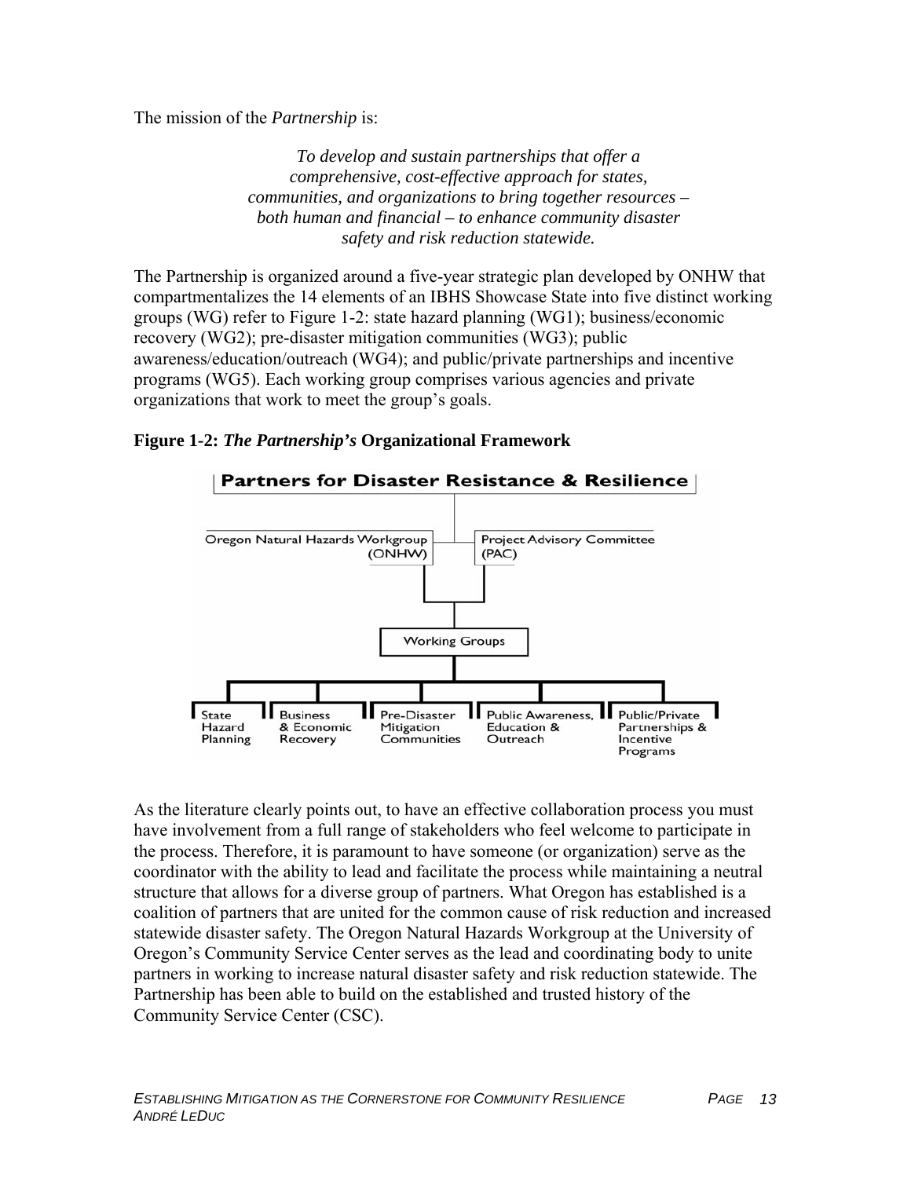The mission of the *Partnership* is:

> *To develop and sustain partnerships that offer a comprehensive, cost-effective approach for states, communities, and organizations to bring together resources – both human and financial – to enhance community disaster safety and risk reduction statewide.*

The Partnership is organized around a five-year strategic plan developed by ONHW that compartmentalizes the 14 elements of an IBHS Showcase State into five distinct working groups (WG) refer to Figure 1-2: state hazard planning (WG1); business/economic recovery (WG2); pre-disaster mitigation communities (WG3); public awareness/education/outreach (WG4); and public/private partnerships and incentive programs (WG5). Each working group comprises various agencies and private organizations that work to meet the group's goals.

**Figure 1-2: *The Partnership's* Organizational Framework**

Partners for Disaster Resistance & Resilience

Oregon Natural Hazards Workgroup (ONHW) | Project Advisory Committee (PAC)

Working Groups

State Hazard Planning | Business & Economic Recovery | Pre-Disaster Mitigation Communities | Public Awareness, Education & Outreach | Public/Private Partnerships & Incentive Programs

As the literature clearly points out, to have an effective collaboration process you must have involvement from a full range of stakeholders who feel welcome to participate in the process. Therefore, it is paramount to have someone (or organization) serve as the coordinator with the ability to lead and facilitate the process while maintaining a neutral structure that allows for a diverse group of partners. What Oregon has established is a coalition of partners that are united for the common cause of risk reduction and increased statewide disaster safety. The Oregon Natural Hazards Workgroup at the University of Oregon's Community Service Center serves as the lead and coordinating body to unite partners in working to increase natural disaster safety and risk reduction statewide. The Partnership has been able to build on the established and trusted history of the Community Service Center (CSC).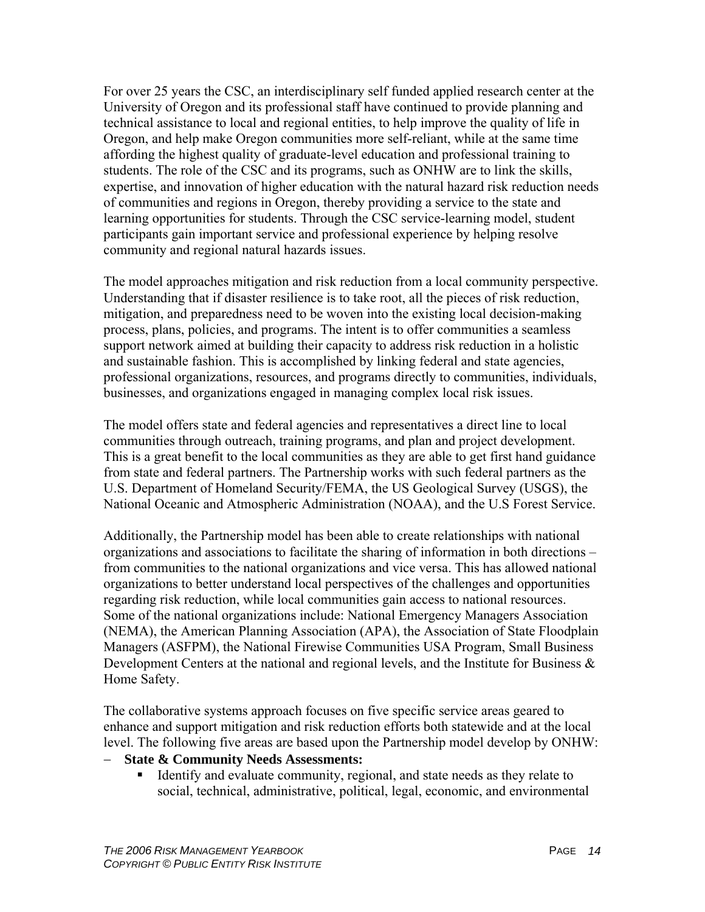For over 25 years the CSC, an interdisciplinary self funded applied research center at the University of Oregon and its professional staff have continued to provide planning and technical assistance to local and regional entities, to help improve the quality of life in Oregon, and help make Oregon communities more self-reliant, while at the same time affording the highest quality of graduate-level education and professional training to students. The role of the CSC and its programs, such as ONHW are to link the skills, expertise, and innovation of higher education with the natural hazard risk reduction needs of communities and regions in Oregon, thereby providing a service to the state and learning opportunities for students. Through the CSC service-learning model, student participants gain important service and professional experience by helping resolve community and regional natural hazards issues.

The model approaches mitigation and risk reduction from a local community perspective. Understanding that if disaster resilience is to take root, all the pieces of risk reduction, mitigation, and preparedness need to be woven into the existing local decision-making process, plans, policies, and programs. The intent is to offer communities a seamless support network aimed at building their capacity to address risk reduction in a holistic and sustainable fashion. This is accomplished by linking federal and state agencies, professional organizations, resources, and programs directly to communities, individuals, businesses, and organizations engaged in managing complex local risk issues.

The model offers state and federal agencies and representatives a direct line to local communities through outreach, training programs, and plan and project development. This is a great benefit to the local communities as they are able to get first hand guidance from state and federal partners. The Partnership works with such federal partners as the U.S. Department of Homeland Security/FEMA, the US Geological Survey (USGS), the National Oceanic and Atmospheric Administration (NOAA), and the U.S Forest Service.

Additionally, the Partnership model has been able to create relationships with national organizations and associations to facilitate the sharing of information in both directions – from communities to the national organizations and vice versa. This has allowed national organizations to better understand local perspectives of the challenges and opportunities regarding risk reduction, while local communities gain access to national resources. Some of the national organizations include: National Emergency Managers Association (NEMA), the American Planning Association (APA), the Association of State Floodplain Managers (ASFPM), the National Firewise Communities USA Program, Small Business Development Centers at the national and regional levels, and the Institute for Business & Home Safety.

The collaborative systems approach focuses on five specific service areas geared to enhance and support mitigation and risk reduction efforts both statewide and at the local level. The following five areas are based upon the Partnership model develop by ONHW:

- **State & Community Needs Assessments:**
  - Identify and evaluate community, regional, and state needs as they relate to social, technical, administrative, political, legal, economic, and environmental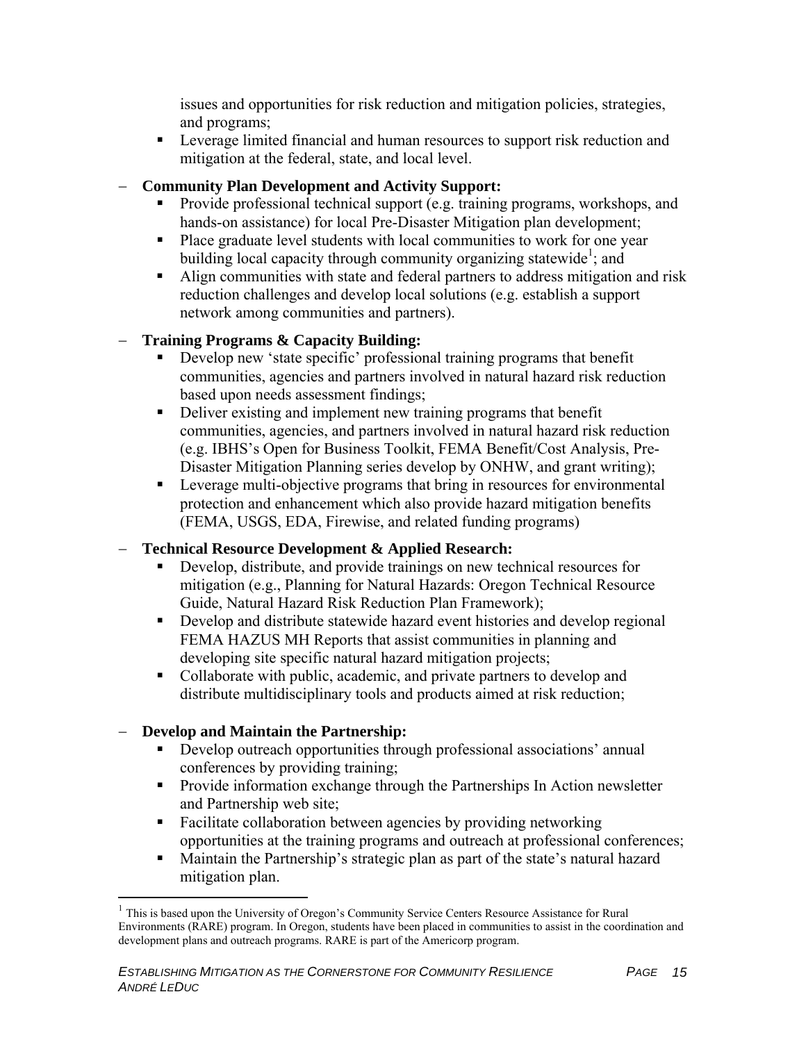issues and opportunities for risk reduction and mitigation policies, strategies, and programs;
- Leverage limited financial and human resources to support risk reduction and mitigation at the federal, state, and local level.

- **Community Plan Development and Activity Support:**
  - Provide professional technical support (e.g. training programs, workshops, and hands-on assistance) for local Pre-Disaster Mitigation plan development;
  - Place graduate level students with local communities to work for one year building local capacity through community organizing statewide[1]; and
  - Align communities with state and federal partners to address mitigation and risk reduction challenges and develop local solutions (e.g. establish a support network among communities and partners).

- **Training Programs & Capacity Building:**
  - Develop new 'state specific' professional training programs that benefit communities, agencies and partners involved in natural hazard risk reduction based upon needs assessment findings;
  - Deliver existing and implement new training programs that benefit communities, agencies, and partners involved in natural hazard risk reduction (e.g. IBHS's Open for Business Toolkit, FEMA Benefit/Cost Analysis, Pre-Disaster Mitigation Planning series develop by ONHW, and grant writing);
  - Leverage multi-objective programs that bring in resources for environmental protection and enhancement which also provide hazard mitigation benefits (FEMA, USGS, EDA, Firewise, and related funding programs)

- **Technical Resource Development & Applied Research:**
  - Develop, distribute, and provide trainings on new technical resources for mitigation (e.g., Planning for Natural Hazards: Oregon Technical Resource Guide, Natural Hazard Risk Reduction Plan Framework);
  - Develop and distribute statewide hazard event histories and develop regional FEMA HAZUS MH Reports that assist communities in planning and developing site specific natural hazard mitigation projects;
  - Collaborate with public, academic, and private partners to develop and distribute multidisciplinary tools and products aimed at risk reduction;

- **Develop and Maintain the Partnership:**
  - Develop outreach opportunities through professional associations' annual conferences by providing training;
  - Provide information exchange through the Partnerships In Action newsletter and Partnership web site;
  - Facilitate collaboration between agencies by providing networking opportunities at the training programs and outreach at professional conferences;
  - Maintain the Partnership's strategic plan as part of the state's natural hazard mitigation plan.

[1] This is based upon the University of Oregon's Community Service Centers Resource Assistance for Rural Environments (RARE) program. In Oregon, students have been placed in communities to assist in the coordination and development plans and outreach programs. RARE is part of the Americorp program.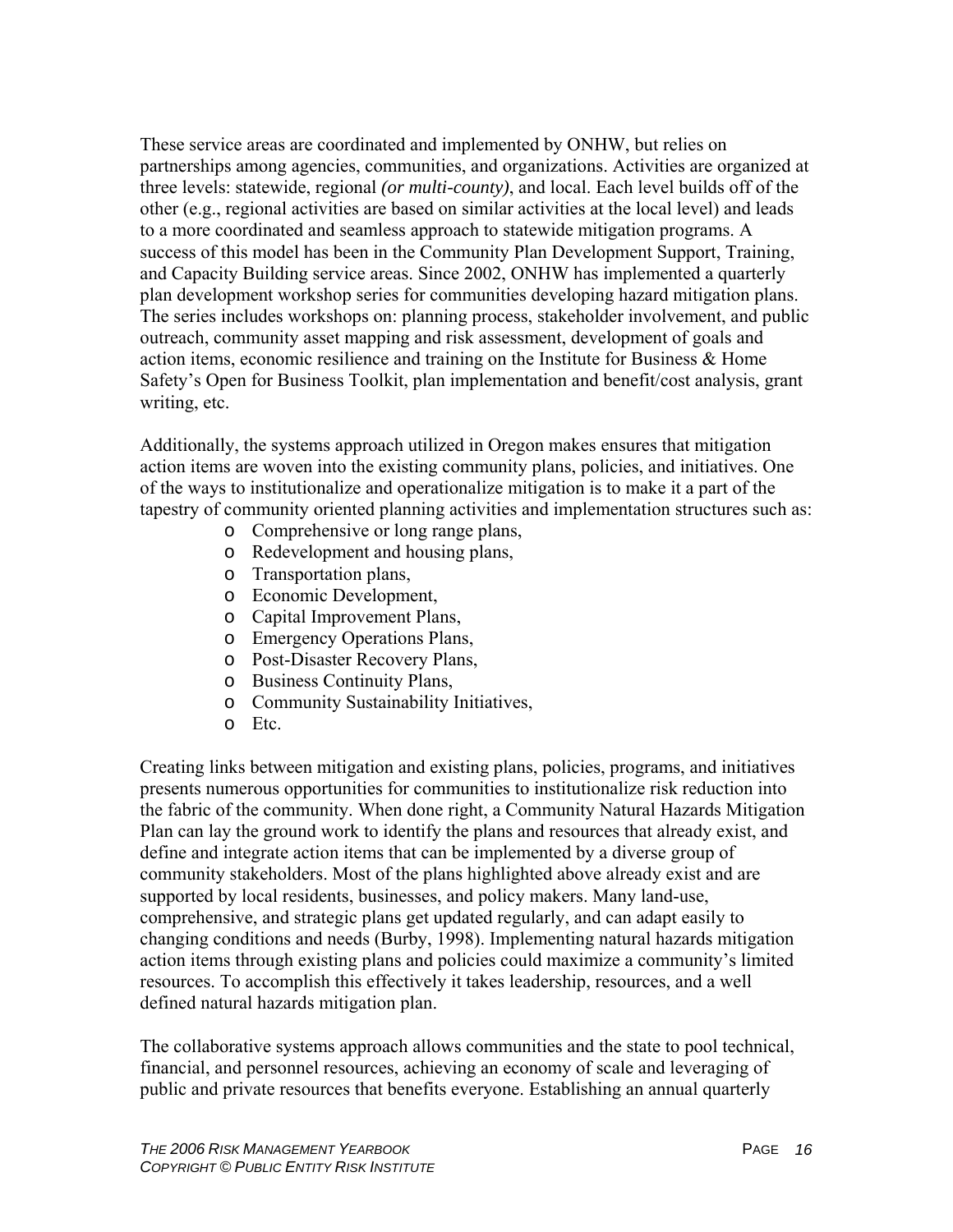These service areas are coordinated and implemented by ONHW, but relies on partnerships among agencies, communities, and organizations. Activities are organized at three levels: statewide, regional *(or multi-county)*, and local. Each level builds off of the other (e.g., regional activities are based on similar activities at the local level) and leads to a more coordinated and seamless approach to statewide mitigation programs. A success of this model has been in the Community Plan Development Support, Training, and Capacity Building service areas. Since 2002, ONHW has implemented a quarterly plan development workshop series for communities developing hazard mitigation plans. The series includes workshops on: planning process, stakeholder involvement, and public outreach, community asset mapping and risk assessment, development of goals and action items, economic resilience and training on the Institute for Business & Home Safety's Open for Business Toolkit, plan implementation and benefit/cost analysis, grant writing, etc.

Additionally, the systems approach utilized in Oregon makes ensures that mitigation action items are woven into the existing community plans, policies, and initiatives. One of the ways to institutionalize and operationalize mitigation is to make it a part of the tapestry of community oriented planning activities and implementation structures such as:

- Comprehensive or long range plans,
- Redevelopment and housing plans,
- Transportation plans,
- Economic Development,
- Capital Improvement Plans,
- Emergency Operations Plans,
- Post-Disaster Recovery Plans,
- Business Continuity Plans,
- Community Sustainability Initiatives,
- Etc.

Creating links between mitigation and existing plans, policies, programs, and initiatives presents numerous opportunities for communities to institutionalize risk reduction into the fabric of the community. When done right, a Community Natural Hazards Mitigation Plan can lay the ground work to identify the plans and resources that already exist, and define and integrate action items that can be implemented by a diverse group of community stakeholders. Most of the plans highlighted above already exist and are supported by local residents, businesses, and policy makers. Many land-use, comprehensive, and strategic plans get updated regularly, and can adapt easily to changing conditions and needs (Burby, 1998). Implementing natural hazards mitigation action items through existing plans and policies could maximize a community's limited resources. To accomplish this effectively it takes leadership, resources, and a well defined natural hazards mitigation plan.

The collaborative systems approach allows communities and the state to pool technical, financial, and personnel resources, achieving an economy of scale and leveraging of public and private resources that benefits everyone. Establishing an annual quarterly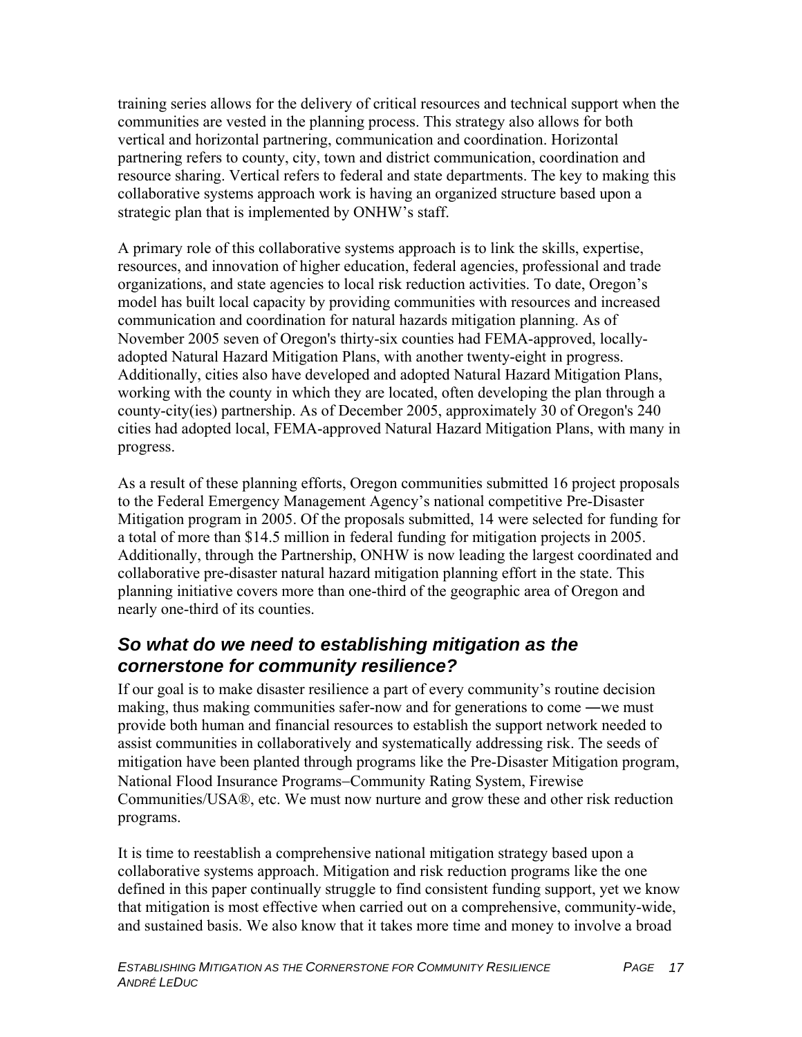training series allows for the delivery of critical resources and technical support when the communities are vested in the planning process. This strategy also allows for both vertical and horizontal partnering, communication and coordination. Horizontal partnering refers to county, city, town and district communication, coordination and resource sharing. Vertical refers to federal and state departments. The key to making this collaborative systems approach work is having an organized structure based upon a strategic plan that is implemented by ONHW's staff.

A primary role of this collaborative systems approach is to link the skills, expertise, resources, and innovation of higher education, federal agencies, professional and trade organizations, and state agencies to local risk reduction activities. To date, Oregon's model has built local capacity by providing communities with resources and increased communication and coordination for natural hazards mitigation planning. As of November 2005 seven of Oregon's thirty-six counties had FEMA-approved, locally-adopted Natural Hazard Mitigation Plans, with another twenty-eight in progress. Additionally, cities also have developed and adopted Natural Hazard Mitigation Plans, working with the county in which they are located, often developing the plan through a county-city(ies) partnership. As of December 2005, approximately 30 of Oregon's 240 cities had adopted local, FEMA-approved Natural Hazard Mitigation Plans, with many in progress.

As a result of these planning efforts, Oregon communities submitted 16 project proposals to the Federal Emergency Management Agency's national competitive Pre-Disaster Mitigation program in 2005. Of the proposals submitted, 14 were selected for funding for a total of more than $14.5 million in federal funding for mitigation projects in 2005. Additionally, through the Partnership, ONHW is now leading the largest coordinated and collaborative pre-disaster natural hazard mitigation planning effort in the state. This planning initiative covers more than one-third of the geographic area of Oregon and nearly one-third of its counties.

## *So what do we need to establishing mitigation as the cornerstone for community resilience?*

If our goal is to make disaster resilience a part of every community's routine decision making, thus making communities safer-now and for generations to come ―we must provide both human and financial resources to establish the support network needed to assist communities in collaboratively and systematically addressing risk. The seeds of mitigation have been planted through programs like the Pre-Disaster Mitigation program, National Flood Insurance Programs–Community Rating System, Firewise Communities/USA®, etc. We must now nurture and grow these and other risk reduction programs.

It is time to reestablish a comprehensive national mitigation strategy based upon a collaborative systems approach. Mitigation and risk reduction programs like the one defined in this paper continually struggle to find consistent funding support, yet we know that mitigation is most effective when carried out on a comprehensive, community-wide, and sustained basis. We also know that it takes more time and money to involve a broad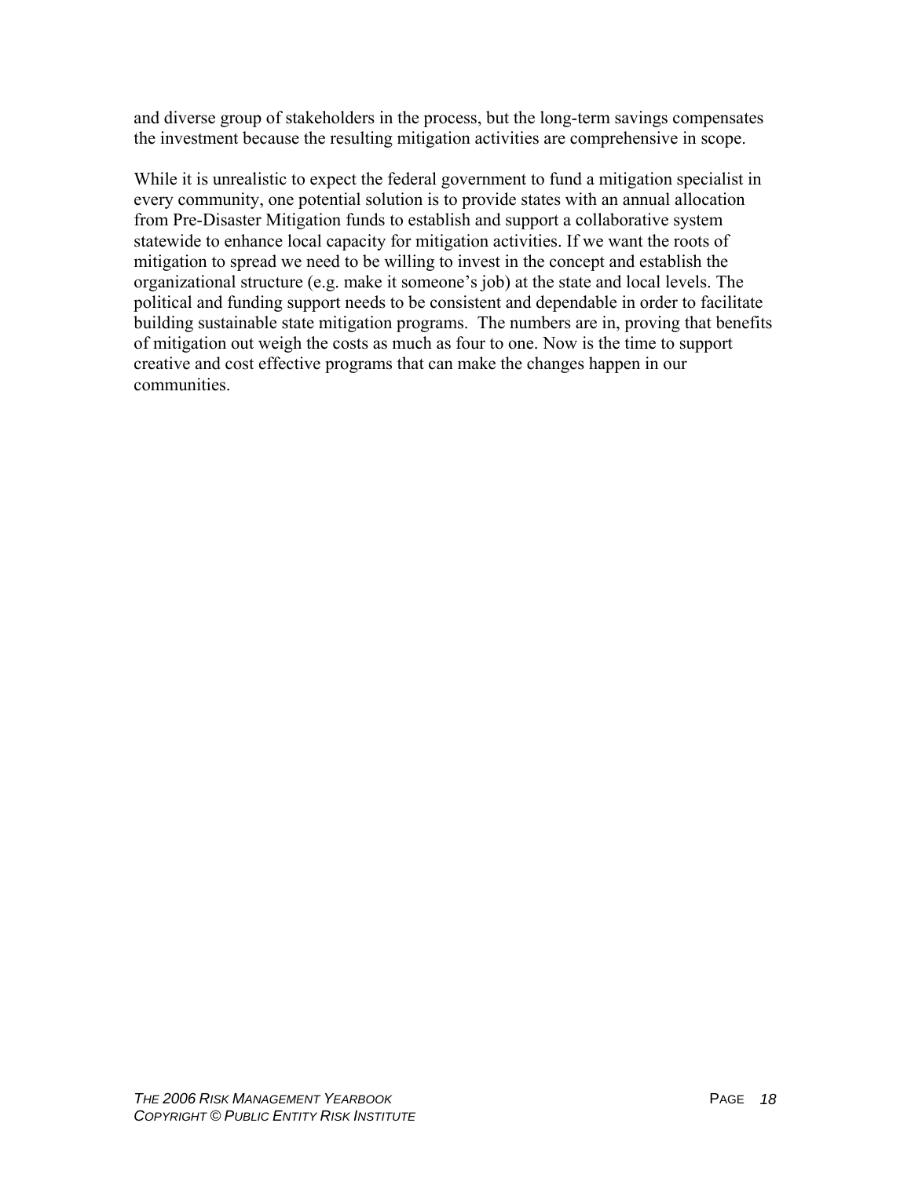and diverse group of stakeholders in the process, but the long-term savings compensates the investment because the resulting mitigation activities are comprehensive in scope.

While it is unrealistic to expect the federal government to fund a mitigation specialist in every community, one potential solution is to provide states with an annual allocation from Pre-Disaster Mitigation funds to establish and support a collaborative system statewide to enhance local capacity for mitigation activities. If we want the roots of mitigation to spread we need to be willing to invest in the concept and establish the organizational structure (e.g. make it someone's job) at the state and local levels. The political and funding support needs to be consistent and dependable in order to facilitate building sustainable state mitigation programs. The numbers are in, proving that benefits of mitigation out weigh the costs as much as four to one. Now is the time to support creative and cost effective programs that can make the changes happen in our communities.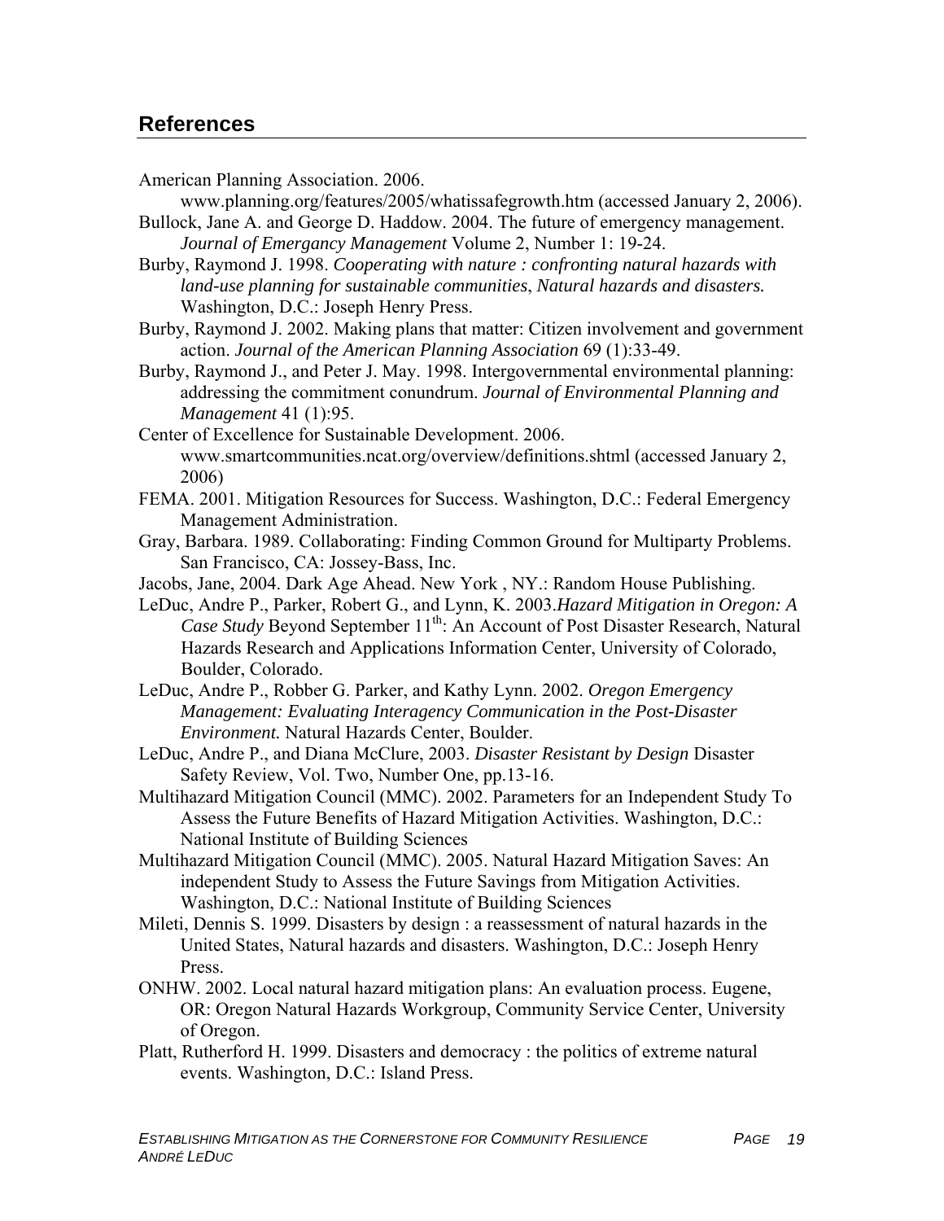## References

American Planning Association. 2006. www.planning.org/features/2005/whatissafegrowth.htm (accessed January 2, 2006).

Bullock, Jane A. and George D. Haddow. 2004. The future of emergency management. *Journal of Emergancy Management* Volume 2, Number 1: 19-24.

Burby, Raymond J. 1998. *Cooperating with nature : confronting natural hazards with land-use planning for sustainable communities*, *Natural hazards and disasters.* Washington, D.C.: Joseph Henry Press.

Burby, Raymond J. 2002. Making plans that matter: Citizen involvement and government action. *Journal of the American Planning Association* 69 (1):33-49.

Burby, Raymond J., and Peter J. May. 1998. Intergovernmental environmental planning: addressing the commitment conundrum. *Journal of Environmental Planning and Management* 41 (1):95.

Center of Excellence for Sustainable Development. 2006. www.smartcommunities.ncat.org/overview/definitions.shtml (accessed January 2, 2006)

FEMA. 2001. Mitigation Resources for Success. Washington, D.C.: Federal Emergency Management Administration.

Gray, Barbara. 1989. Collaborating: Finding Common Ground for Multiparty Problems. San Francisco, CA: Jossey-Bass, Inc.

Jacobs, Jane, 2004. Dark Age Ahead. New York , NY.: Random House Publishing.

LeDuc, Andre P., Parker, Robert G., and Lynn, K. 2003.*Hazard Mitigation in Oregon: A Case Study* Beyond September 11th: An Account of Post Disaster Research, Natural Hazards Research and Applications Information Center, University of Colorado, Boulder, Colorado.

LeDuc, Andre P., Robber G. Parker, and Kathy Lynn. 2002. *Oregon Emergency Management: Evaluating Interagency Communication in the Post-Disaster Environment.* Natural Hazards Center, Boulder.

LeDuc, Andre P., and Diana McClure, 2003. *Disaster Resistant by Design* Disaster Safety Review, Vol. Two, Number One, pp.13-16.

Multihazard Mitigation Council (MMC). 2002. Parameters for an Independent Study To Assess the Future Benefits of Hazard Mitigation Activities. Washington, D.C.: National Institute of Building Sciences

Multihazard Mitigation Council (MMC). 2005. Natural Hazard Mitigation Saves: An independent Study to Assess the Future Savings from Mitigation Activities. Washington, D.C.: National Institute of Building Sciences

Mileti, Dennis S. 1999. Disasters by design : a reassessment of natural hazards in the United States, Natural hazards and disasters. Washington, D.C.: Joseph Henry Press.

ONHW. 2002. Local natural hazard mitigation plans: An evaluation process. Eugene, OR: Oregon Natural Hazards Workgroup, Community Service Center, University of Oregon.

Platt, Rutherford H. 1999. Disasters and democracy : the politics of extreme natural events. Washington, D.C.: Island Press.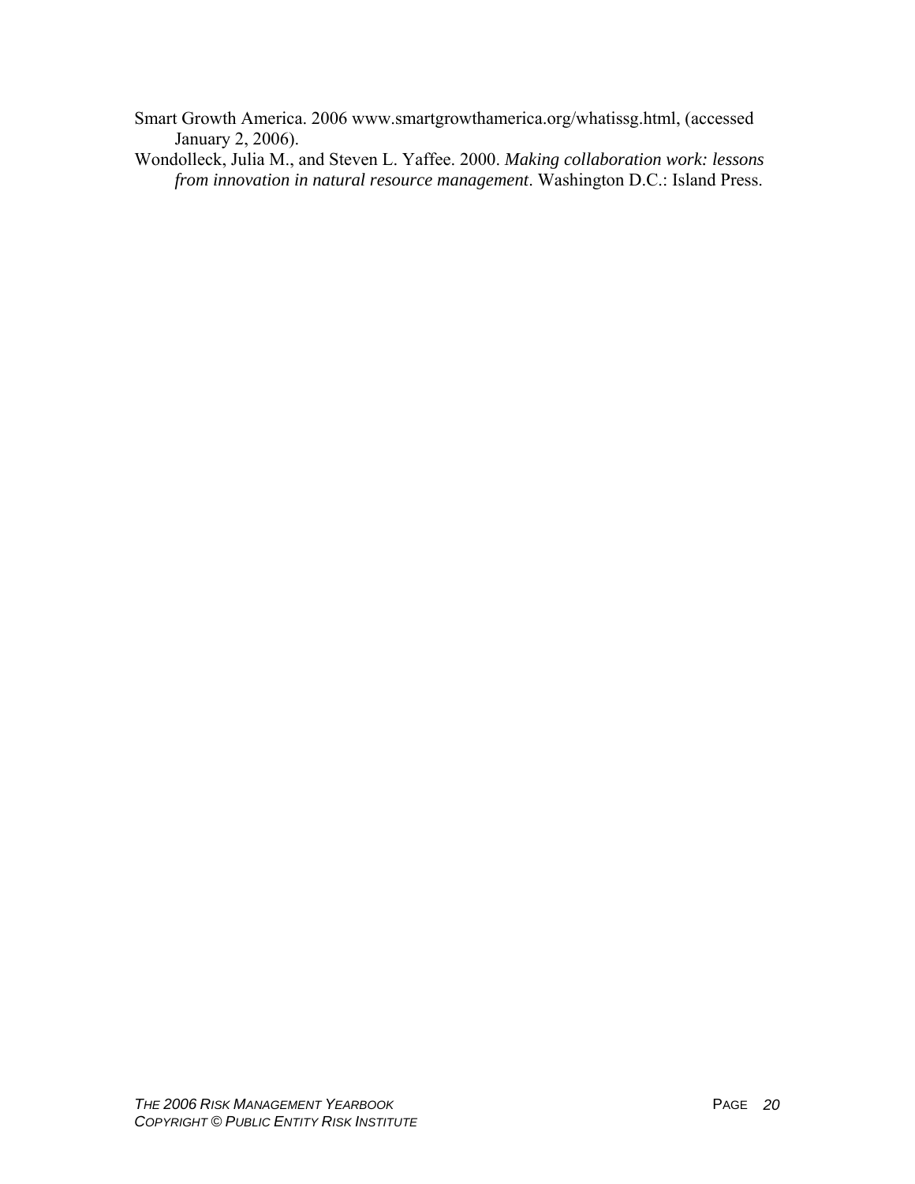Smart Growth America. 2006 www.smartgrowthamerica.org/whatissg.html, (accessed January 2, 2006).

Wondolleck, Julia M., and Steven L. Yaffee. 2000. *Making collaboration work: lessons from innovation in natural resource management*. Washington D.C.: Island Press.